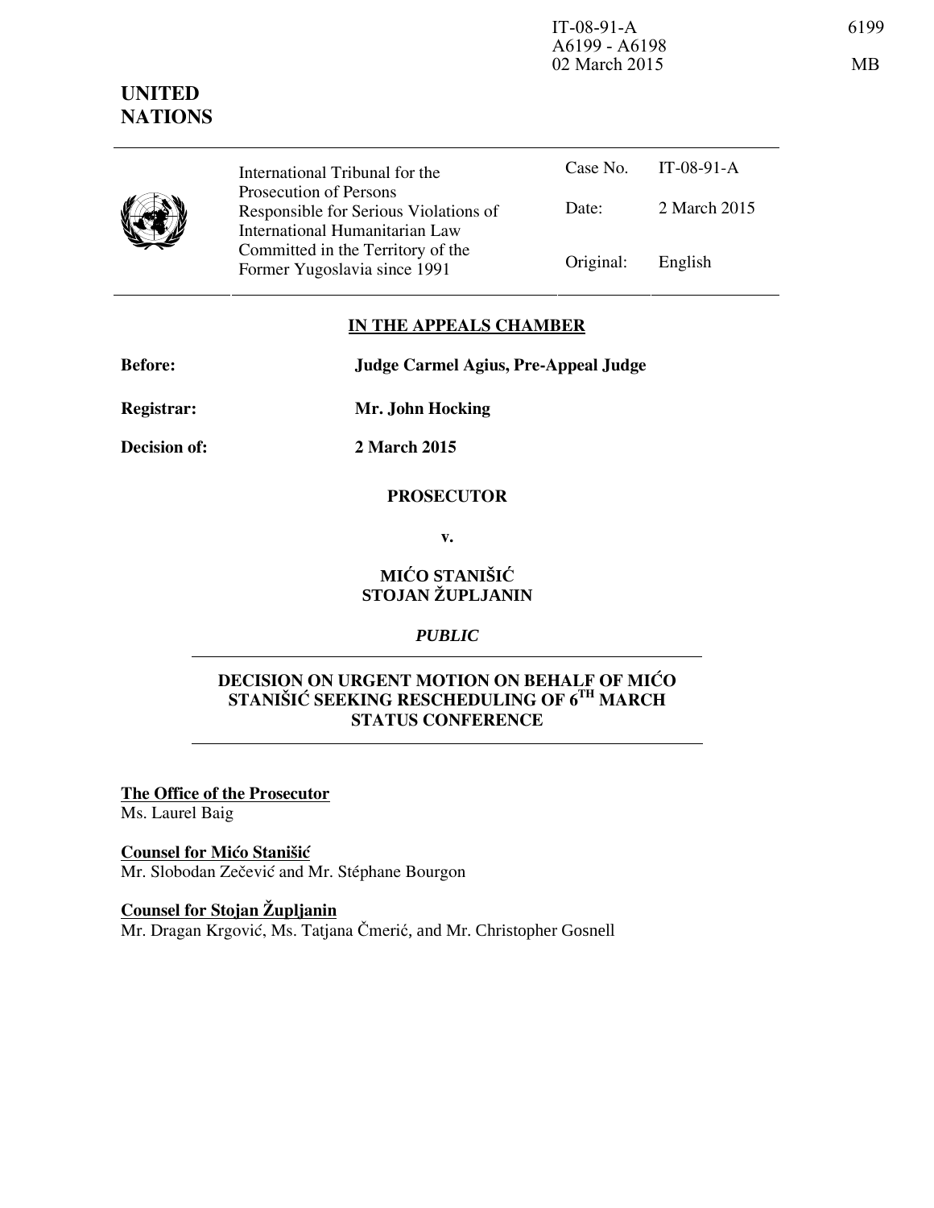IT-08-91-A
A6199 - A6198
02 March 2015

6199

MB

**UNITED NATIONS**

| | International Tribunal for the Prosecution of Persons Responsible for Serious Violations of International Humanitarian Law Committed in the Territory of the Former Yugoslavia since 1991 | Case No. | IT-08-91-A |
|---|---|---|---|
| | | Date: | 2 March 2015 |
| | | Original: | English |

## IN THE APPEALS CHAMBER

**Before:** **Judge Carmel Agius, Pre-Appeal Judge**

**Registrar:** **Mr. John Hocking**

**Decision of:** **2 March 2015**

**PROSECUTOR**

**v.**

**MIĆO STANIŠIĆ**
**STOJAN ŽUPLJANIN**

*PUBLIC*

## DECISION ON URGENT MOTION ON BEHALF OF MIĆO STANIŠIĆ SEEKING RESCHEDULING OF 6TH MARCH STATUS CONFERENCE

**The Office of the Prosecutor**
Ms. Laurel Baig

**Counsel for Mićo Stanišić**
Mr. Slobodan Zečević and Mr. Stéphane Bourgon

**Counsel for Stojan Župljanin**
Mr. Dragan Krgović, Ms. Tatjana Čmerić, and Mr. Christopher Gosnell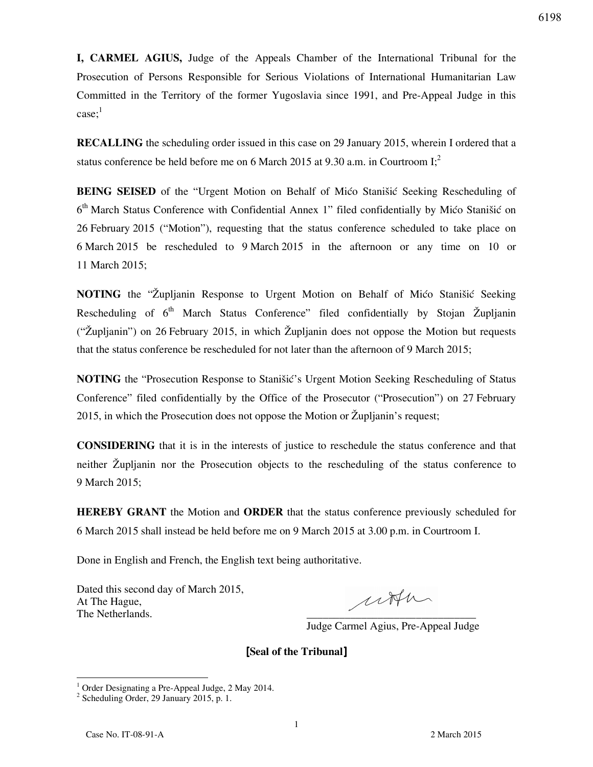**I, CARMEL AGIUS,** Judge of the Appeals Chamber of the International Tribunal for the Prosecution of Persons Responsible for Serious Violations of International Humanitarian Law Committed in the Territory of the former Yugoslavia since 1991, and Pre-Appeal Judge in this case;[1]

**RECALLING** the scheduling order issued in this case on 29 January 2015, wherein I ordered that a status conference be held before me on 6 March 2015 at 9.30 a.m. in Courtroom I;[2]

**BEING SEISED** of the "Urgent Motion on Behalf of Mićo Stanišić Seeking Rescheduling of 6th March Status Conference with Confidential Annex 1" filed confidentially by Mićo Stanišić on 26 February 2015 ("Motion"), requesting that the status conference scheduled to take place on 6 March 2015 be rescheduled to 9 March 2015 in the afternoon or any time on 10 or 11 March 2015;

**NOTING** the "Župljanin Response to Urgent Motion on Behalf of Mićo Stanišić Seeking Rescheduling of 6th March Status Conference" filed confidentially by Stojan Župljanin ("Župljanin") on 26 February 2015, in which Župljanin does not oppose the Motion but requests that the status conference be rescheduled for not later than the afternoon of 9 March 2015;

**NOTING** the "Prosecution Response to Stanišić's Urgent Motion Seeking Rescheduling of Status Conference" filed confidentially by the Office of the Prosecutor ("Prosecution") on 27 February 2015, in which the Prosecution does not oppose the Motion or Župljanin's request;

**CONSIDERING** that it is in the interests of justice to reschedule the status conference and that neither Župljanin nor the Prosecution objects to the rescheduling of the status conference to 9 March 2015;

**HEREBY GRANT** the Motion and **ORDER** that the status conference previously scheduled for 6 March 2015 shall instead be held before me on 9 March 2015 at 3.00 p.m. in Courtroom I.

Done in English and French, the English text being authoritative.

Dated this second day of March 2015,
At The Hague,
The Netherlands.

Judge Carmel Agius, Pre-Appeal Judge

**[Seal of the Tribunal]**

[1] Order Designating a Pre-Appeal Judge, 2 May 2014.
[2] Scheduling Order, 29 January 2015, p. 1.